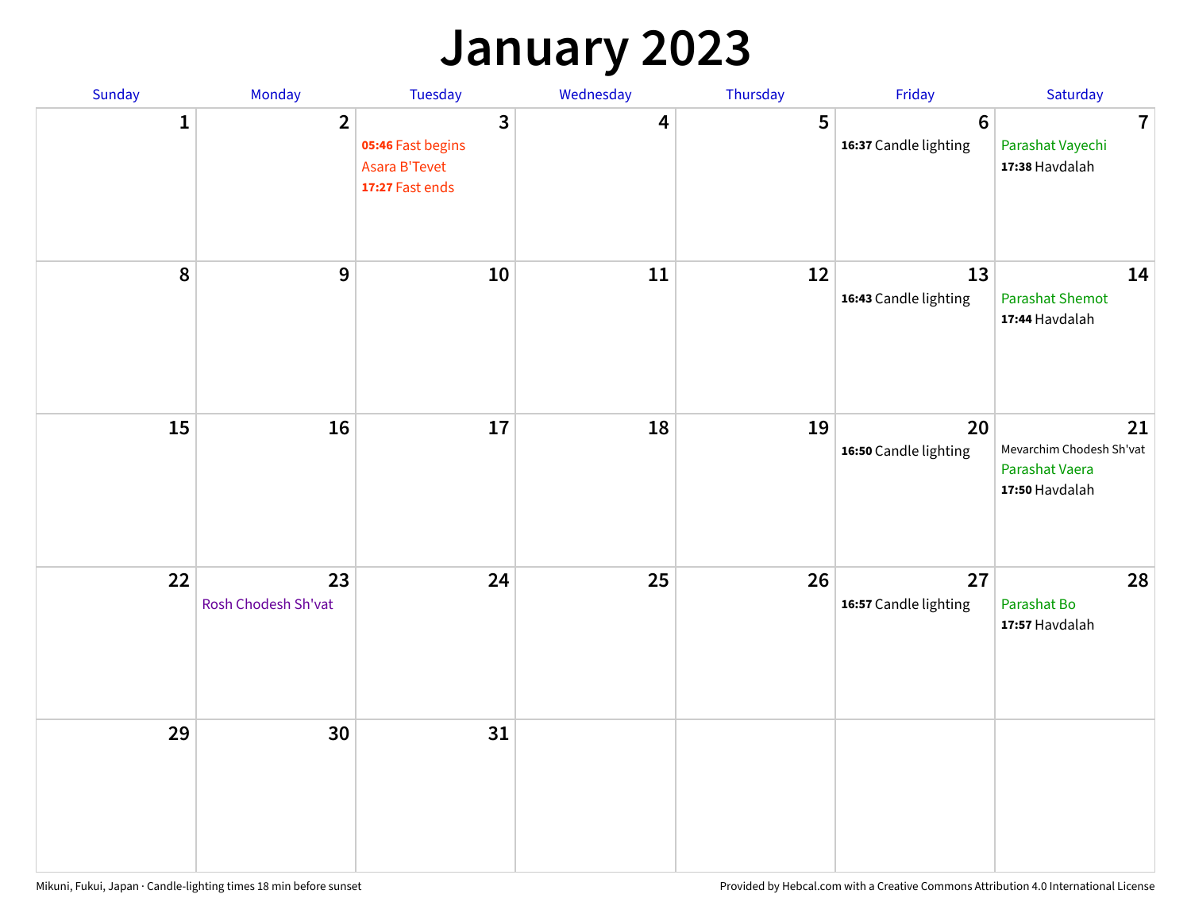# January 2023

| Sunday | Monday | Tuesday | Wednesday | Thursday | Friday | Saturday |
|---|---|---|---|---|---|---|
| 1 | 2 | 3<br>**05:46** Fast begins<br>Asara B'Tevet<br>**17:27** Fast ends | 4 | 5 | 6<br>**16:37** Candle lighting | 7<br>Parashat Vayechi<br>**17:38** Havdalah |
| 8 | 9 | 10 | 11 | 12 | 13<br>**16:43** Candle lighting | 14<br>Parashat Shemot<br>**17:44** Havdalah |
| 15 | 16 | 17 | 18 | 19 | 20<br>**16:50** Candle lighting | 21<br>Mevarchim Chodesh Sh'vat<br>Parashat Vaera<br>**17:50** Havdalah |
| 22 | 23<br>Rosh Chodesh Sh'vat | 24 | 25 | 26 | 27<br>**16:57** Candle lighting | 28<br>Parashat Bo<br>**17:57** Havdalah |
| 29 | 30 | 31 | | | | |

Mikuni, Fukui, Japan · Candle-lighting times 18 min before sunset

Provided by Hebcal.com with a Creative Commons Attribution 4.0 International License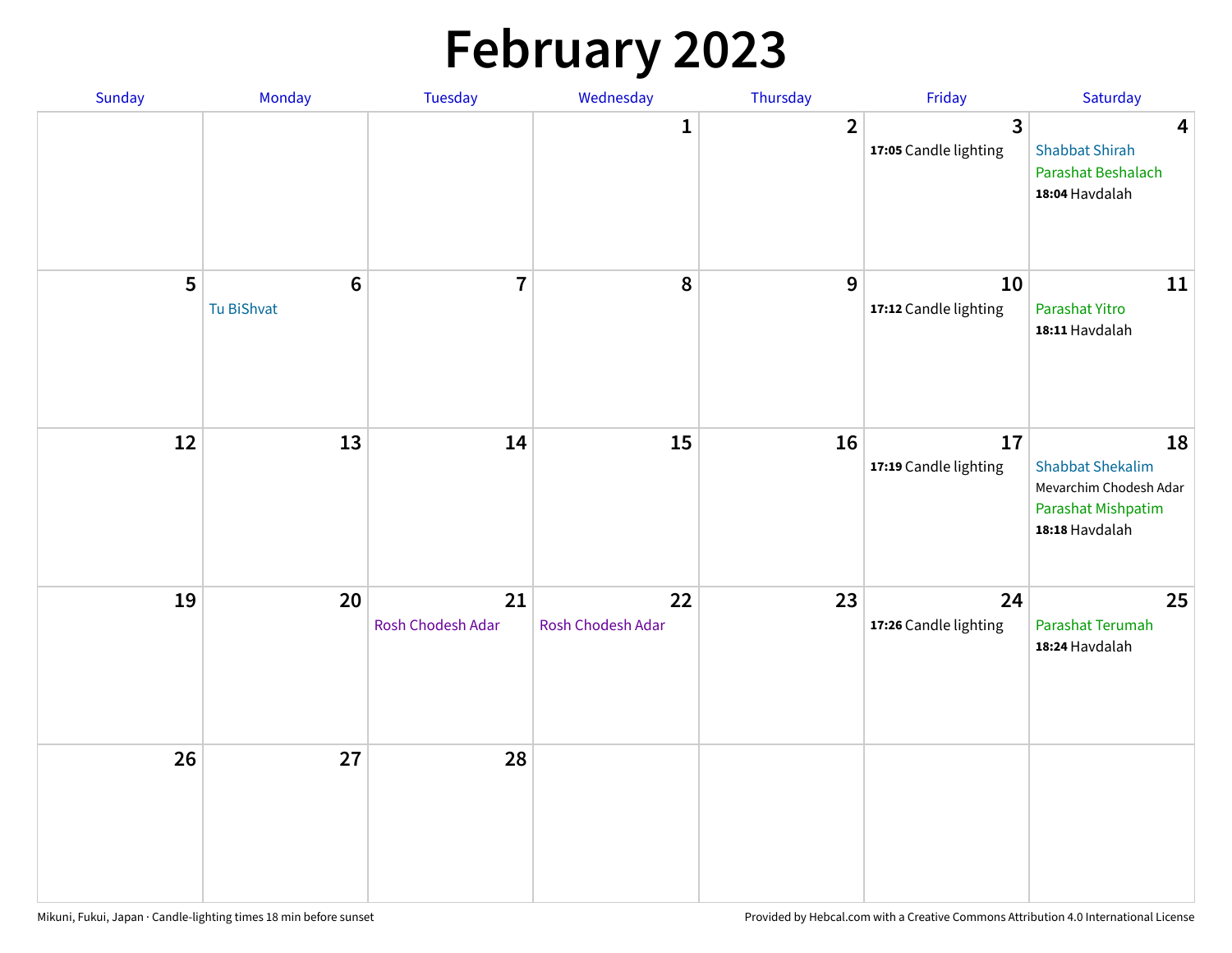# February 2023

| Sunday | Monday | Tuesday | Wednesday | Thursday | Friday | Saturday |
| --- | --- | --- | --- | --- | --- | --- |
| | | | 1 | 2 | 3<br>**17:05** Candle lighting | 4<br>Shabbat Shirah<br>Parashat Beshalach<br>**18:04** Havdalah |
| 5 | 6<br>Tu BiShvat | 7 | 8 | 9 | 10<br>**17:12** Candle lighting | 11<br>Parashat Yitro<br>**18:11** Havdalah |
| 12 | 13 | 14 | 15 | 16 | 17<br>**17:19** Candle lighting | 18<br>Shabbat Shekalim<br>Mevarchim Chodesh Adar<br>Parashat Mishpatim<br>**18:18** Havdalah |
| 19 | 20 | 21<br>Rosh Chodesh Adar | 22<br>Rosh Chodesh Adar | 23 | 24<br>**17:26** Candle lighting | 25<br>Parashat Terumah<br>**18:24** Havdalah |
| 26 | 27 | 28 | | | | |

Mikuni, Fukui, Japan · Candle-lighting times 18 min before sunset

Provided by Hebcal.com with a Creative Commons Attribution 4.0 International License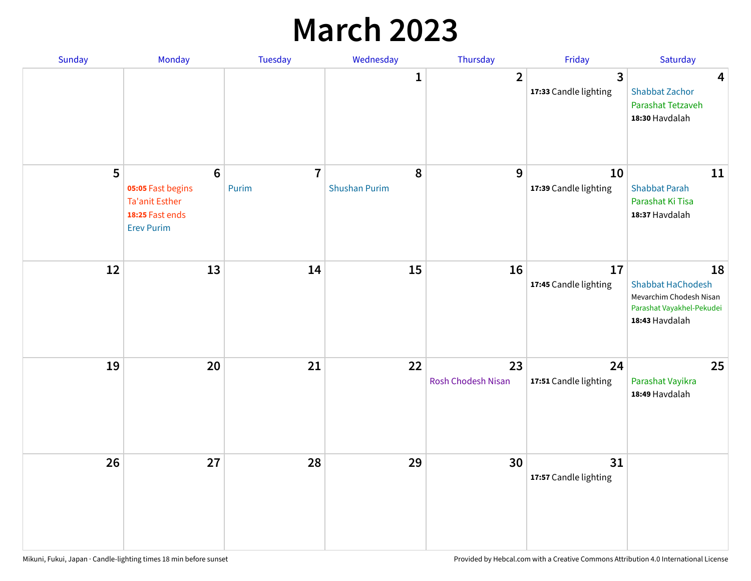# March 2023

| Sunday | Monday | Tuesday | Wednesday | Thursday | Friday | Saturday |
|---|---|---|---|---|---|---|
| | | | 1 | 2 | 3<br>**17:33** Candle lighting | 4<br>Shabbat Zachor<br>Parashat Tetzaveh<br>**18:30** Havdalah |
| 5 | 6<br>**05:05** Fast begins<br>Ta'anit Esther<br>**18:25** Fast ends<br>Erev Purim | 7<br>Purim | 8<br>Shushan Purim | 9 | 10<br>**17:39** Candle lighting | 11<br>Shabbat Parah<br>Parashat Ki Tisa<br>**18:37** Havdalah |
| 12 | 13 | 14 | 15 | 16 | 17<br>**17:45** Candle lighting | 18<br>Shabbat HaChodesh<br>Mevarchim Chodesh Nisan<br>Parashat Vayakhel-Pekudei<br>**18:43** Havdalah |
| 19 | 20 | 21 | 22 | 23<br>Rosh Chodesh Nisan | 24<br>**17:51** Candle lighting | 25<br>Parashat Vayikra<br>**18:49** Havdalah |
| 26 | 27 | 28 | 29 | 30 | 31<br>**17:57** Candle lighting | |

Mikuni, Fukui, Japan · Candle-lighting times 18 min before sunset

Provided by Hebcal.com with a Creative Commons Attribution 4.0 International License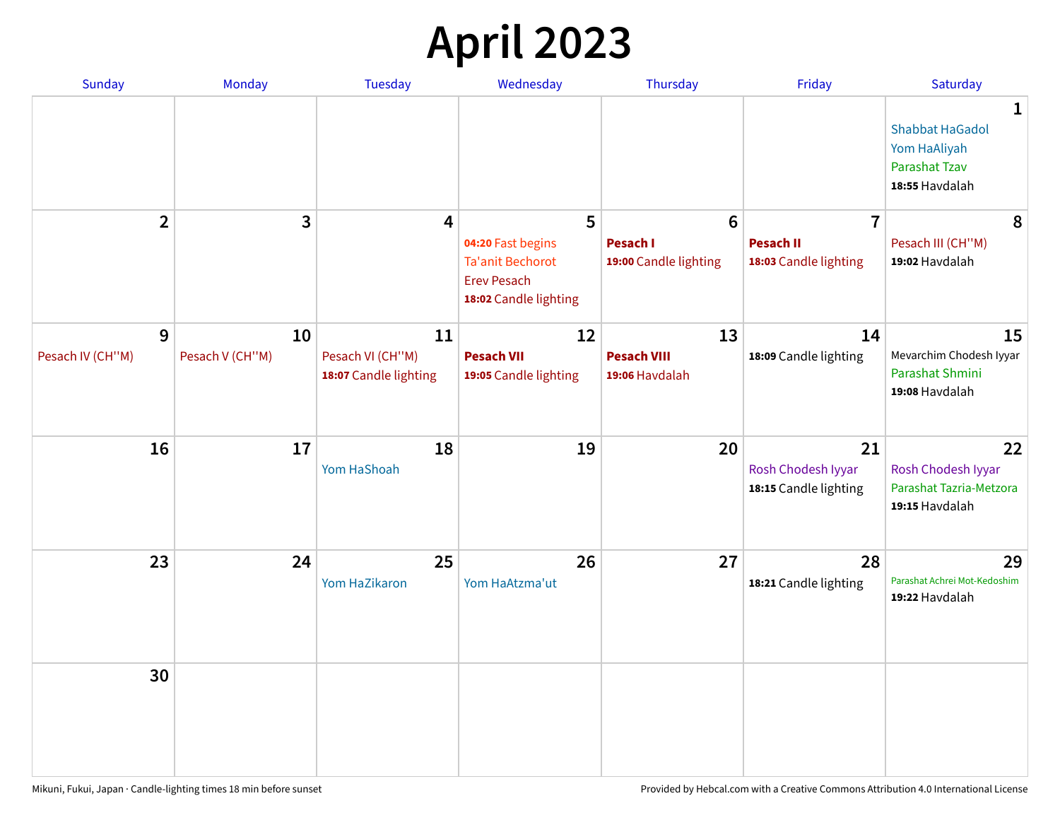# April 2023

| Sunday | Monday | Tuesday | Wednesday | Thursday | Friday | Saturday |
|---|---|---|---|---|---|---|
| | | | | | | **1**<br>Shabbat HaGadol<br>Yom HaAliyah<br>Parashat Tzav<br>**18:55** Havdalah |
| **2** | **3** | **4** | **5**<br>**04:20** Fast begins<br>Ta'anit Bechorot<br>Erev Pesach<br>**18:02** Candle lighting | **6**<br>**Pesach I**<br>**19:00** Candle lighting | **7**<br>**Pesach II**<br>**18:03** Candle lighting | **8**<br>Pesach III (CH''M)<br>**19:02** Havdalah |
| **9**<br>Pesach IV (CH''M) | **10**<br>Pesach V (CH''M) | **11**<br>Pesach VI (CH''M)<br>**18:07** Candle lighting | **12**<br>**Pesach VII**<br>**19:05** Candle lighting | **13**<br>**Pesach VIII**<br>**19:06** Havdalah | **14**<br>**18:09** Candle lighting | **15**<br>Mevarchim Chodesh Iyyar<br>Parashat Shmini<br>**19:08** Havdalah |
| **16** | **17** | **18**<br>Yom HaShoah | **19** | **20** | **21**<br>Rosh Chodesh Iyyar<br>**18:15** Candle lighting | **22**<br>Rosh Chodesh Iyyar<br>Parashat Tazria-Metzora<br>**19:15** Havdalah |
| **23** | **24** | **25**<br>Yom HaZikaron | **26**<br>Yom HaAtzma'ut | **27** | **28**<br>**18:21** Candle lighting | **29**<br>Parashat Achrei Mot-Kedoshim<br>**19:22** Havdalah |
| **30** | | | | | | |

Mikuni, Fukui, Japan · Candle-lighting times 18 min before sunset

Provided by Hebcal.com with a Creative Commons Attribution 4.0 International License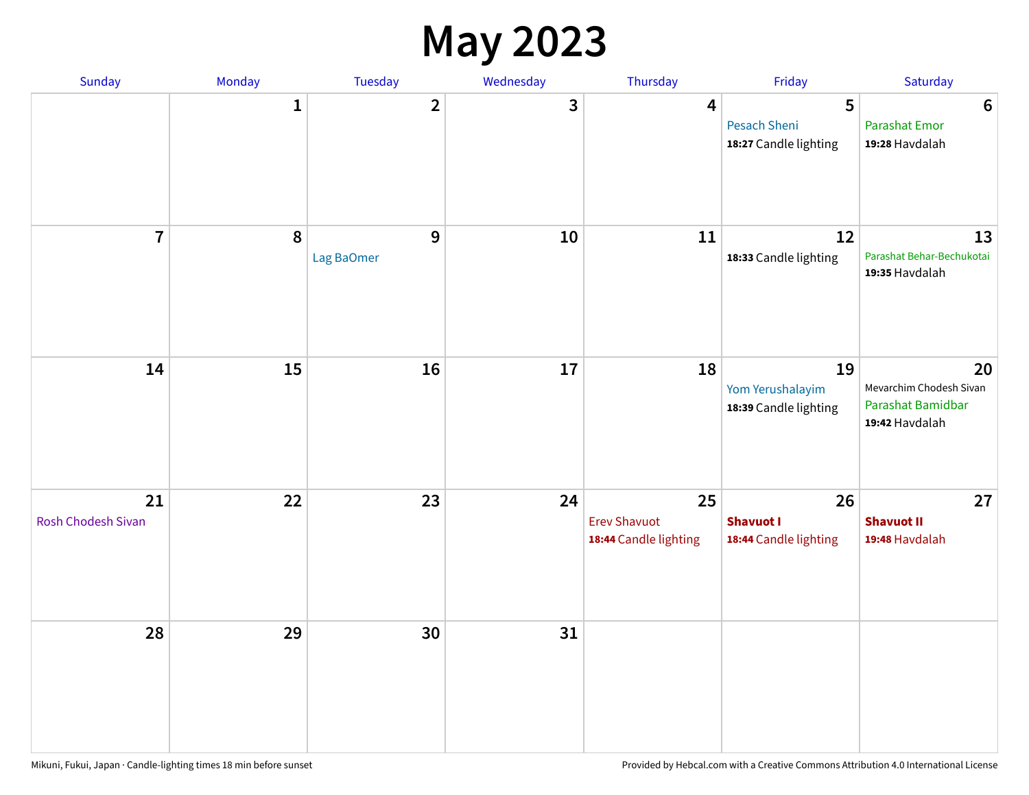# May 2023

| Sunday | Monday | Tuesday | Wednesday | Thursday | Friday | Saturday |
|---|---|---|---|---|---|---|
| | 1 | 2 | 3 | 4 | 5<br>Pesach Sheni<br>**18:27** Candle lighting | 6<br>Parashat Emor<br>**19:28** Havdalah |
| 7 | 8 | 9<br>Lag BaOmer | 10 | 11 | 12<br>**18:33** Candle lighting | 13<br>Parashat Behar-Bechukotai<br>**19:35** Havdalah |
| 14 | 15 | 16 | 17 | 18 | 19<br>Yom Yerushalayim<br>**18:39** Candle lighting | 20<br>Mevarchim Chodesh Sivan<br>Parashat Bamidbar<br>**19:42** Havdalah |
| 21<br>Rosh Chodesh Sivan | 22 | 23 | 24 | 25<br>Erev Shavuot<br>**18:44** Candle lighting | 26<br>**Shavuot I**<br>**18:44** Candle lighting | 27<br>**Shavuot II**<br>**19:48** Havdalah |
| 28 | 29 | 30 | 31 | | | |

Mikuni, Fukui, Japan · Candle-lighting times 18 min before sunset

Provided by Hebcal.com with a Creative Commons Attribution 4.0 International License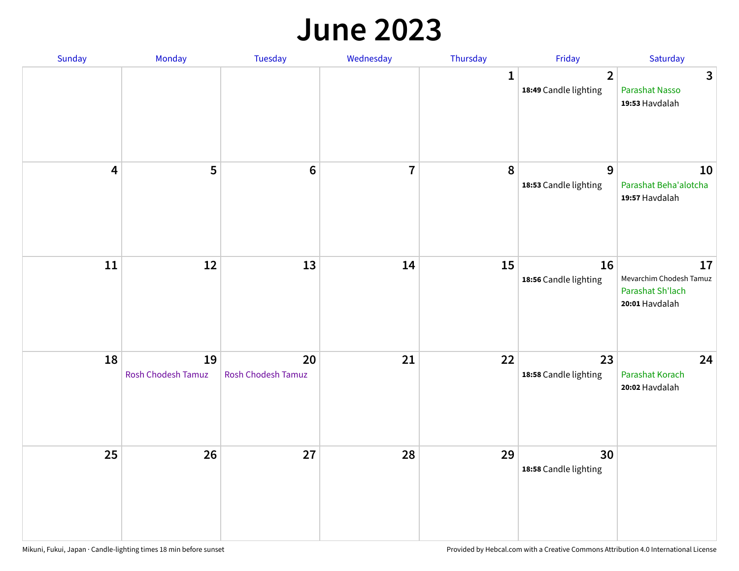# June 2023

| Sunday | Monday | Tuesday | Wednesday | Thursday | Friday | Saturday |
| --- | --- | --- | --- | --- | --- | --- |
| | | | | 1 | 2<br>**18:49** Candle lighting | 3<br>Parashat Nasso<br>**19:53** Havdalah |
| 4 | 5 | 6 | 7 | 8 | 9<br>**18:53** Candle lighting | 10<br>Parashat Beha'alotcha<br>**19:57** Havdalah |
| 11 | 12 | 13 | 14 | 15 | 16<br>**18:56** Candle lighting | 17<br>Mevarchim Chodesh Tamuz<br>Parashat Sh'lach<br>**20:01** Havdalah |
| 18 | 19<br>Rosh Chodesh Tamuz | 20<br>Rosh Chodesh Tamuz | 21 | 22 | 23<br>**18:58** Candle lighting | 24<br>Parashat Korach<br>**20:02** Havdalah |
| 25 | 26 | 27 | 28 | 29 | 30<br>**18:58** Candle lighting | |

Mikuni, Fukui, Japan · Candle-lighting times 18 min before sunset

Provided by Hebcal.com with a Creative Commons Attribution 4.0 International License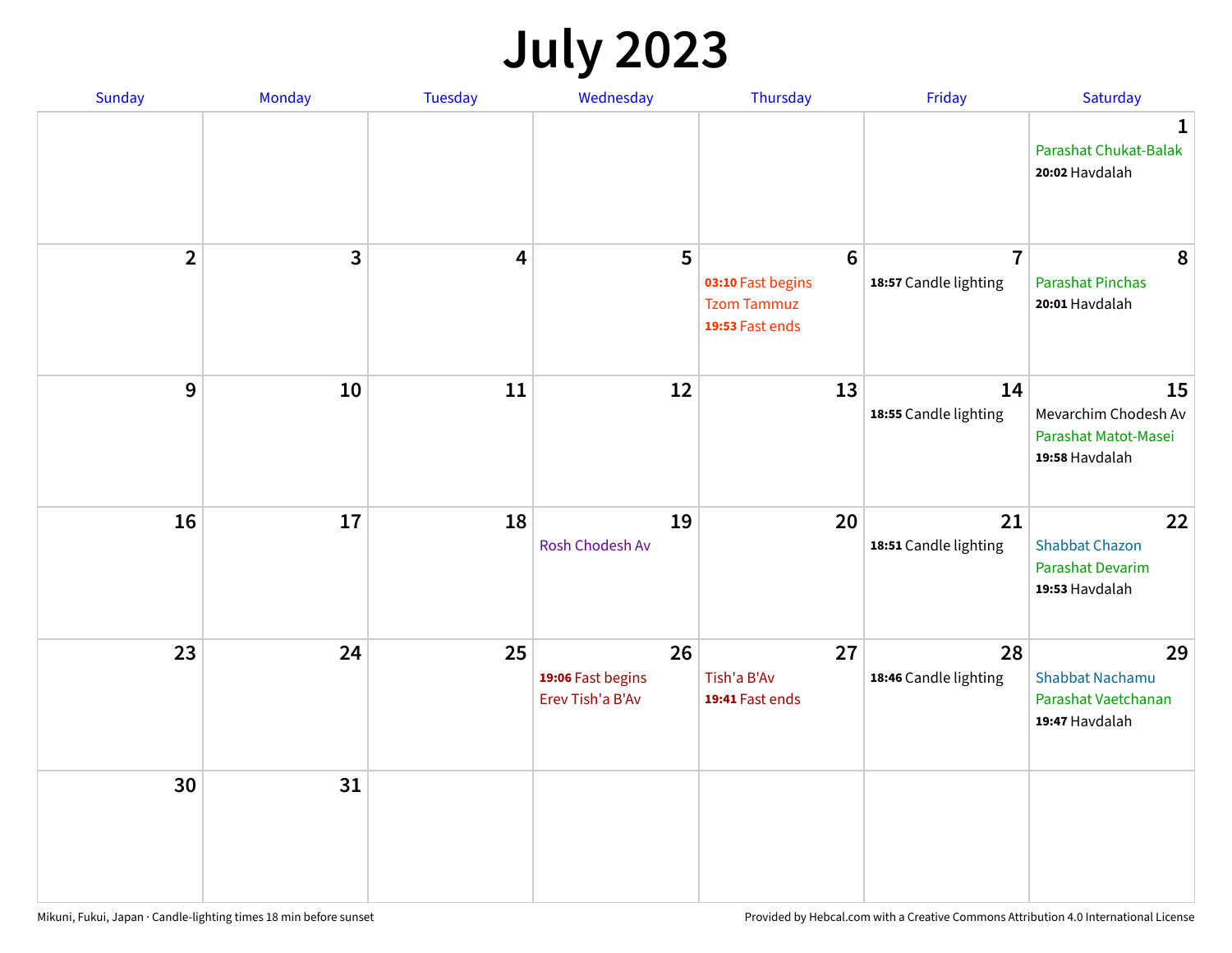# July 2023

| Sunday | Monday | Tuesday | Wednesday | Thursday | Friday | Saturday |
|---|---|---|---|---|---|---|
| | | | | | | **1** Parashat Chukat-Balak **20:02** Havdalah |
| **2** | **3** | **4** | **5** | **6** **03:10** Fast begins Tzom Tammuz **19:53** Fast ends | **7** **18:57** Candle lighting | **8** Parashat Pinchas **20:01** Havdalah |
| **9** | **10** | **11** | **12** | **13** | **14** **18:55** Candle lighting | **15** Mevarchim Chodesh Av Parashat Matot-Masei **19:58** Havdalah |
| **16** | **17** | **18** | **19** Rosh Chodesh Av | **20** | **21** **18:51** Candle lighting | **22** Shabbat Chazon Parashat Devarim **19:53** Havdalah |
| **23** | **24** | **25** | **26** **19:06** Fast begins Erev Tish'a B'Av | **27** Tish'a B'Av **19:41** Fast ends | **28** **18:46** Candle lighting | **29** Shabbat Nachamu Parashat Vaetchanan **19:47** Havdalah |
| **30** | **31** | | | | | |

Mikuni, Fukui, Japan · Candle-lighting times 18 min before sunset

Provided by Hebcal.com with a Creative Commons Attribution 4.0 International License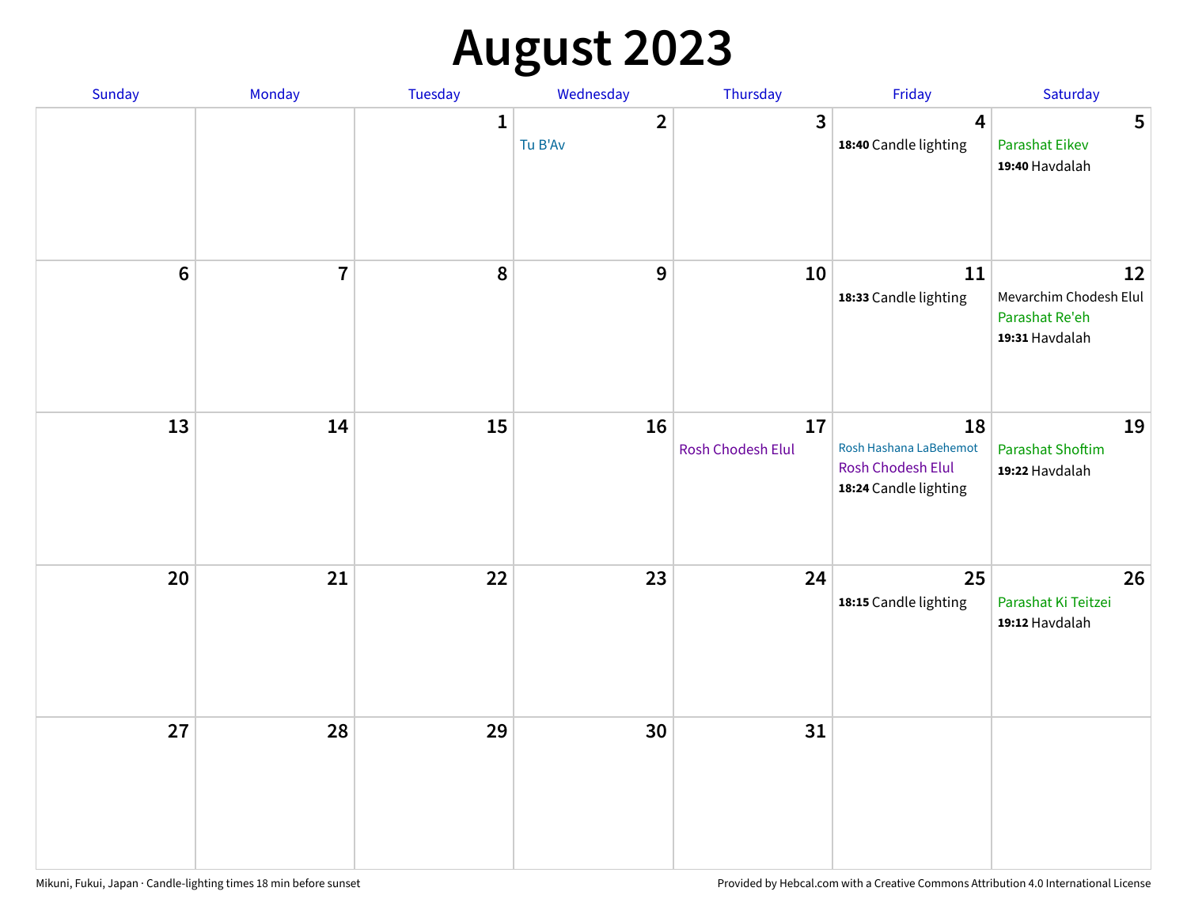# August 2023

| Sunday | Monday | Tuesday | Wednesday | Thursday | Friday | Saturday |
|---|---|---|---|---|---|---|
| | | 1 | 2<br>Tu B'Av | 3 | 4<br>**18:40** Candle lighting | 5<br>Parashat Eikev<br>**19:40** Havdalah |
| 6 | 7 | 8 | 9 | 10 | 11<br>**18:33** Candle lighting | 12<br>Mevarchim Chodesh Elul<br>Parashat Re'eh<br>**19:31** Havdalah |
| 13 | 14 | 15 | 16 | 17<br>Rosh Chodesh Elul | 18<br>Rosh Hashana LaBehemot<br>Rosh Chodesh Elul<br>**18:24** Candle lighting | 19<br>Parashat Shoftim<br>**19:22** Havdalah |
| 20 | 21 | 22 | 23 | 24 | 25<br>**18:15** Candle lighting | 26<br>Parashat Ki Teitzei<br>**19:12** Havdalah |
| 27 | 28 | 29 | 30 | 31 | | |

Mikuni, Fukui, Japan · Candle-lighting times 18 min before sunset

Provided by Hebcal.com with a Creative Commons Attribution 4.0 International License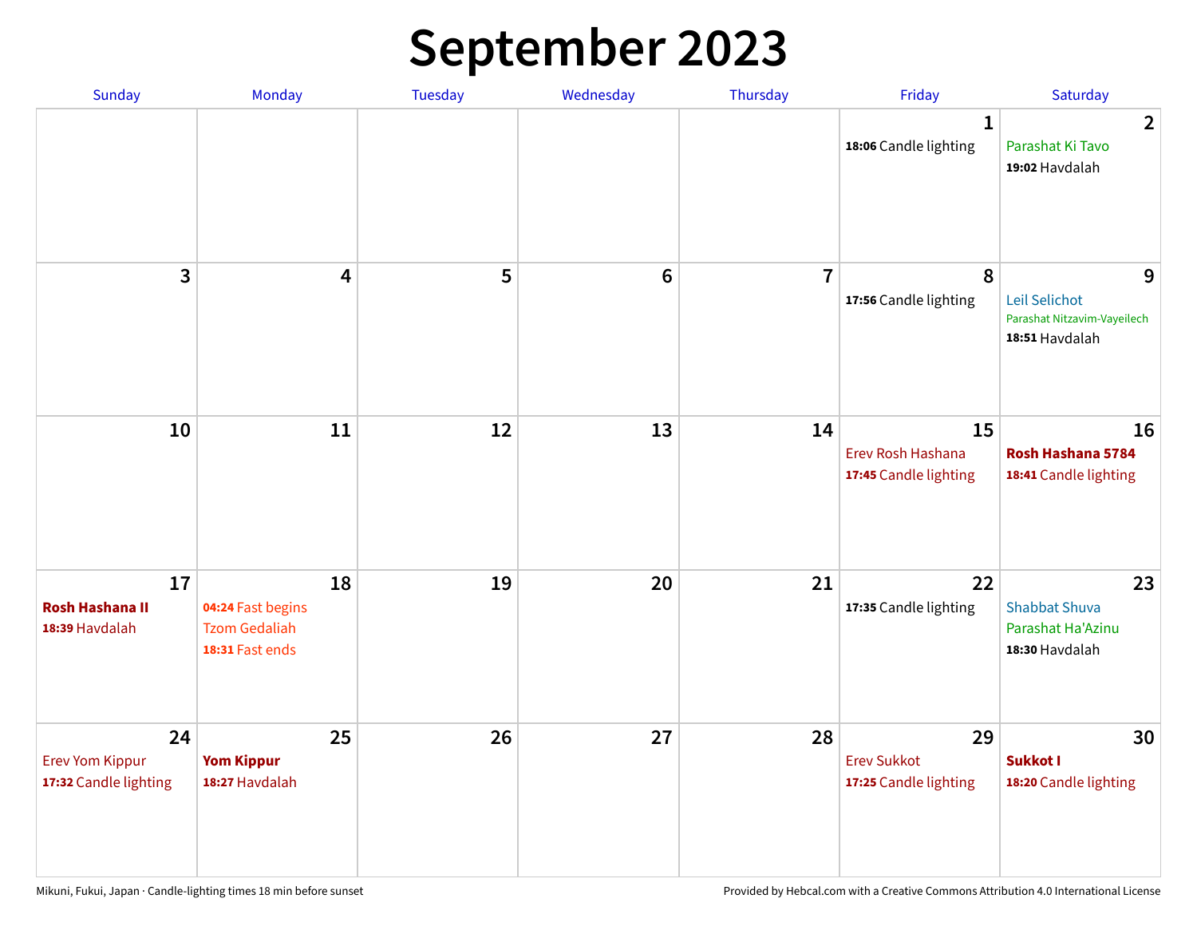# September 2023

| Sunday | Monday | Tuesday | Wednesday | Thursday | Friday | Saturday |
|---|---|---|---|---|---|---|
| | | | | | **1**<br>**18:06** Candle lighting | **2**<br>Parashat Ki Tavo<br>**19:02** Havdalah |
| **3** | **4** | **5** | **6** | **7** | **8**<br>**17:56** Candle lighting | **9**<br>Leil Selichot<br>Parashat Nitzavim-Vayeilech<br>**18:51** Havdalah |
| **10** | **11** | **12** | **13** | **14** | **15**<br>Erev Rosh Hashana<br>**17:45** Candle lighting | **16**<br>**Rosh Hashana 5784**<br>**18:41** Candle lighting |
| **17**<br>**Rosh Hashana II**<br>**18:39** Havdalah | **18**<br>**04:24** Fast begins<br>Tzom Gedaliah<br>**18:31** Fast ends | **19** | **20** | **21** | **22**<br>**17:35** Candle lighting | **23**<br>Shabbat Shuva<br>Parashat Ha'Azinu<br>**18:30** Havdalah |
| **24**<br>Erev Yom Kippur<br>**17:32** Candle lighting | **25**<br>**Yom Kippur**<br>**18:27** Havdalah | **26** | **27** | **28** | **29**<br>Erev Sukkot<br>**17:25** Candle lighting | **30**<br>**Sukkot I**<br>**18:20** Candle lighting |

Mikuni, Fukui, Japan · Candle-lighting times 18 min before sunset

Provided by Hebcal.com with a Creative Commons Attribution 4.0 International License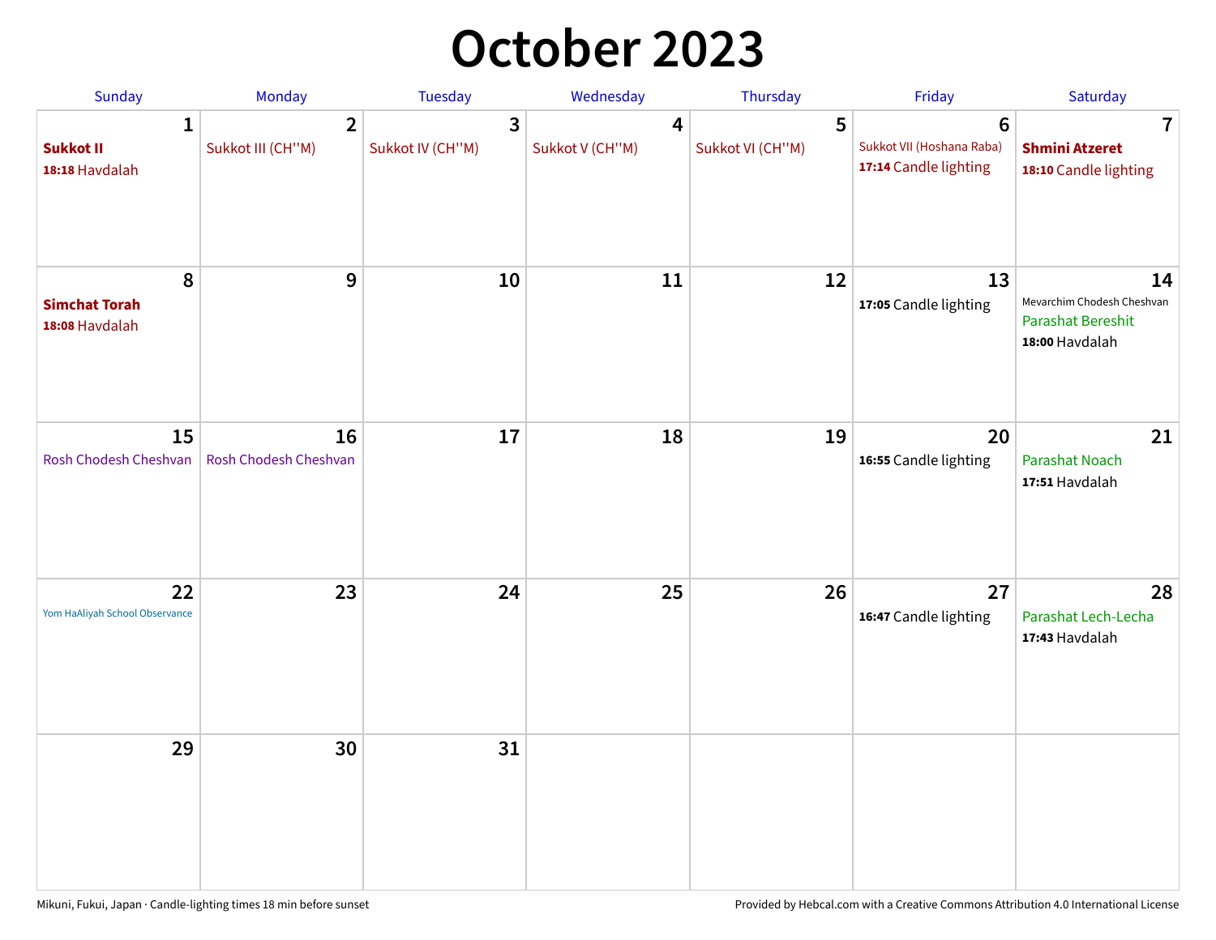# October 2023

| Sunday | Monday | Tuesday | Wednesday | Thursday | Friday | Saturday |
|---|---|---|---|---|---|---|
| 1<br>**Sukkot II**<br>**18:18** Havdalah | 2<br>Sukkot III (CH''M) | 3<br>Sukkot IV (CH''M) | 4<br>Sukkot V (CH''M) | 5<br>Sukkot VI (CH''M) | 6<br>Sukkot VII (Hoshana Raba)<br>**17:14** Candle lighting | 7<br>**Shmini Atzeret**<br>**18:10** Candle lighting |
| 8<br>**Simchat Torah**<br>**18:08** Havdalah | 9 | 10 | 11 | 12 | 13<br>**17:05** Candle lighting | 14<br>Mevarchim Chodesh Cheshvan<br>Parashat Bereshit<br>**18:00** Havdalah |
| 15<br>Rosh Chodesh Cheshvan | 16<br>Rosh Chodesh Cheshvan | 17 | 18 | 19 | 20<br>**16:55** Candle lighting | 21<br>Parashat Noach<br>**17:51** Havdalah |
| 22<br>Yom HaAliyah School Observance | 23 | 24 | 25 | 26 | 27<br>**16:47** Candle lighting | 28<br>Parashat Lech-Lecha<br>**17:43** Havdalah |
| 29 | 30 | 31 | | | | |

Mikuni, Fukui, Japan · Candle-lighting times 18 min before sunset

Provided by Hebcal.com with a Creative Commons Attribution 4.0 International License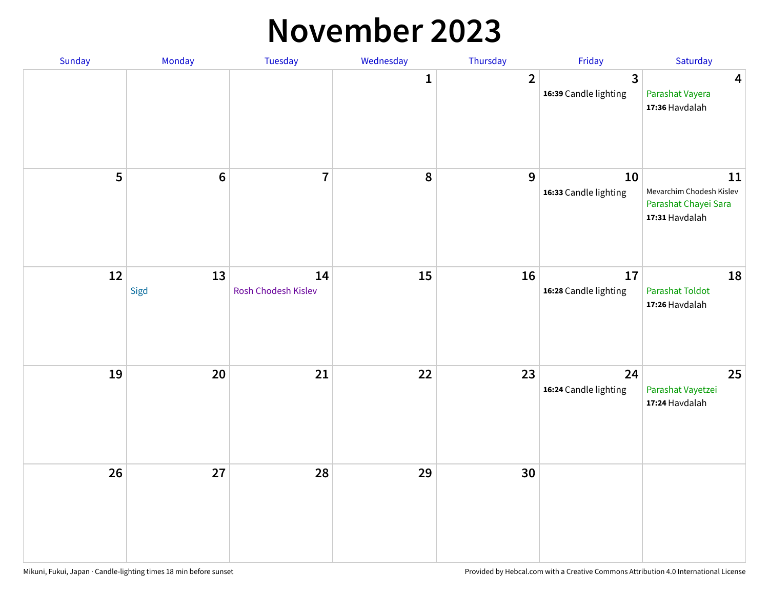# November 2023

| Sunday | Monday | Tuesday | Wednesday | Thursday | Friday | Saturday |
|---|---|---|---|---|---|---|
| | | | 1 | 2 | 3<br>**16:39** Candle lighting | 4<br>Parashat Vayera<br>**17:36** Havdalah |
| 5 | 6 | 7 | 8 | 9 | 10<br>**16:33** Candle lighting | 11<br>Mevarchim Chodesh Kislev<br>Parashat Chayei Sara<br>**17:31** Havdalah |
| 12 | 13<br>Sigd | 14<br>Rosh Chodesh Kislev | 15 | 16 | 17<br>**16:28** Candle lighting | 18<br>Parashat Toldot<br>**17:26** Havdalah |
| 19 | 20 | 21 | 22 | 23 | 24<br>**16:24** Candle lighting | 25<br>Parashat Vayetzei<br>**17:24** Havdalah |
| 26 | 27 | 28 | 29 | 30 | | |

Mikuni, Fukui, Japan · Candle-lighting times 18 min before sunset

Provided by Hebcal.com with a Creative Commons Attribution 4.0 International License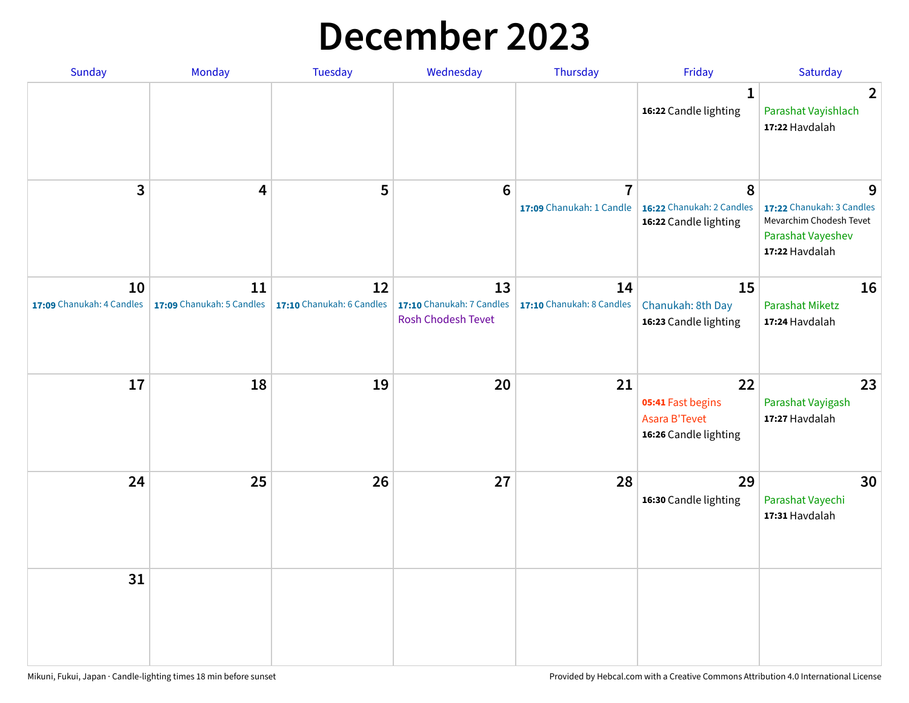# December 2023

| Sunday | Monday | Tuesday | Wednesday | Thursday | Friday | Saturday |
|---|---|---|---|---|---|---|
| | | | | | **1**<br>**16:22** Candle lighting | **2**<br>Parashat Vayishlach<br>**17:22** Havdalah |
| **3** | **4** | **5** | **6** | **7**<br>**17:09** Chanukah: 1 Candle | **8**<br>**16:22** Chanukah: 2 Candles<br>**16:22** Candle lighting | **9**<br>**17:22** Chanukah: 3 Candles<br>Mevarchim Chodesh Tevet<br>Parashat Vayeshev<br>**17:22** Havdalah |
| **10**<br>**17:09** Chanukah: 4 Candles | **11**<br>**17:09** Chanukah: 5 Candles | **12**<br>**17:10** Chanukah: 6 Candles | **13**<br>**17:10** Chanukah: 7 Candles<br>Rosh Chodesh Tevet | **14**<br>**17:10** Chanukah: 8 Candles | **15**<br>Chanukah: 8th Day<br>**16:23** Candle lighting | **16**<br>Parashat Miketz<br>**17:24** Havdalah |
| **17** | **18** | **19** | **20** | **21** | **22**<br>**05:41** Fast begins<br>Asara B'Tevet<br>**16:26** Candle lighting | **23**<br>Parashat Vayigash<br>**17:27** Havdalah |
| **24** | **25** | **26** | **27** | **28** | **29**<br>**16:30** Candle lighting | **30**<br>Parashat Vayechi<br>**17:31** Havdalah |
| **31** | | | | | | |

Mikuni, Fukui, Japan · Candle-lighting times 18 min before sunset

Provided by Hebcal.com with a Creative Commons Attribution 4.0 International License